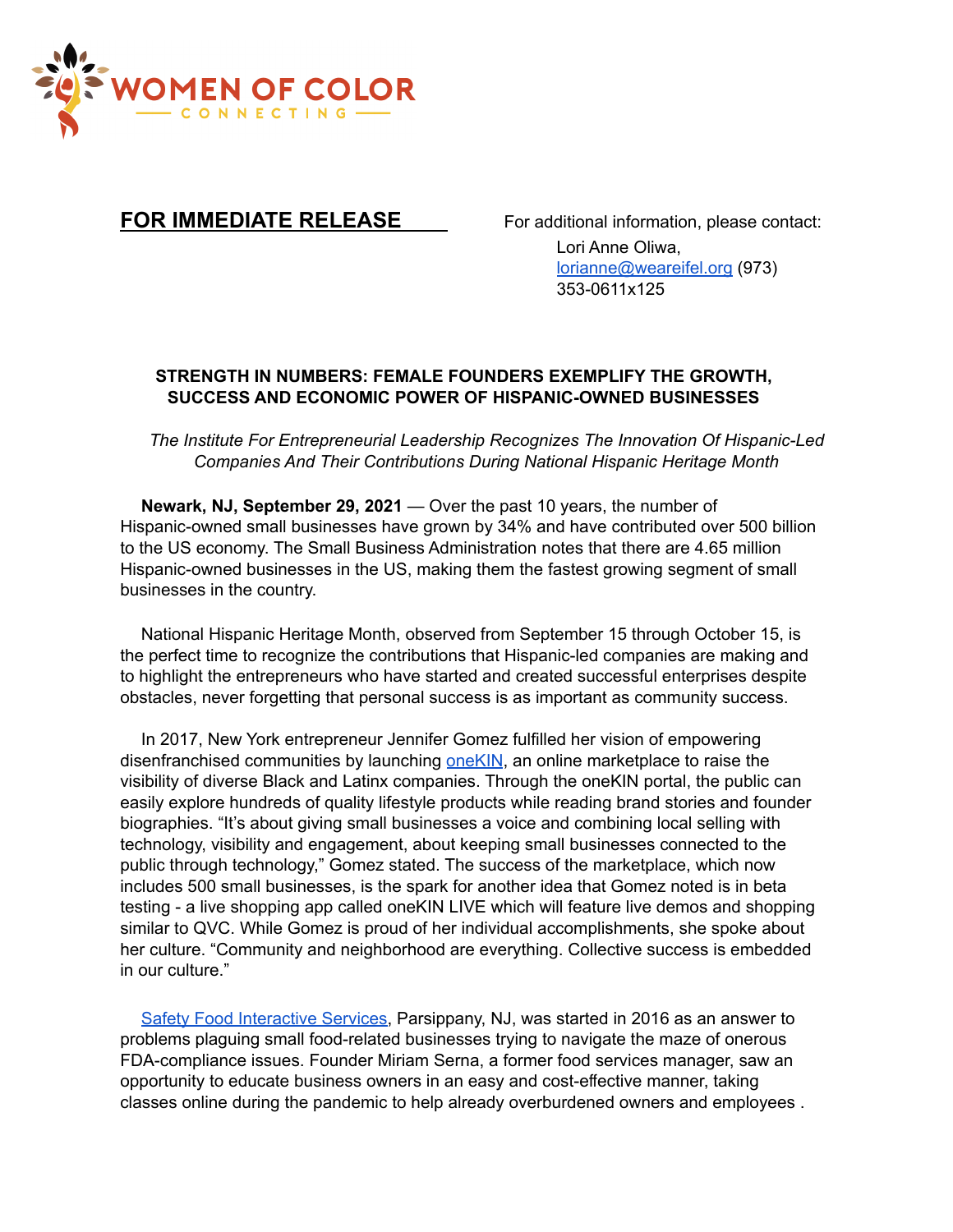WOMEN OF COLOR
CONNECTING

**FOR IMMEDIATE RELEASE**

For additional information, please contact:
Lori Anne Oliwa,
[lorianne@weareifel.org](mailto:lorianne@weareifel.org) (973) 353-0611x125

**STRENGTH IN NUMBERS: FEMALE FOUNDERS EXEMPLIFY THE GROWTH, SUCCESS AND ECONOMIC POWER OF HISPANIC-OWNED BUSINESSES**

*The Institute For Entrepreneurial Leadership Recognizes The Innovation Of Hispanic-Led Companies And Their Contributions During National Hispanic Heritage Month*

**Newark, NJ, September 29, 2021** — Over the past 10 years, the number of Hispanic-owned small businesses have grown by 34% and have contributed over 500 billion to the US economy. The Small Business Administration notes that there are 4.65 million Hispanic-owned businesses in the US, making them the fastest growing segment of small businesses in the country.

National Hispanic Heritage Month, observed from September 15 through October 15, is the perfect time to recognize the contributions that Hispanic-led companies are making and to highlight the entrepreneurs who have started and created successful enterprises despite obstacles, never forgetting that personal success is as important as community success.

In 2017, New York entrepreneur Jennifer Gomez fulfilled her vision of empowering disenfranchised communities by launching oneKIN, an online marketplace to raise the visibility of diverse Black and Latinx companies. Through the oneKIN portal, the public can easily explore hundreds of quality lifestyle products while reading brand stories and founder biographies. "It's about giving small businesses a voice and combining local selling with technology, visibility and engagement, about keeping small businesses connected to the public through technology," Gomez stated. The success of the marketplace, which now includes 500 small businesses, is the spark for another idea that Gomez noted is in beta testing - a live shopping app called oneKIN LIVE which will feature live demos and shopping similar to QVC. While Gomez is proud of her individual accomplishments, she spoke about her culture. "Community and neighborhood are everything. Collective success is embedded in our culture."

Safety Food Interactive Services, Parsippany, NJ, was started in 2016 as an answer to problems plaguing small food-related businesses trying to navigate the maze of onerous FDA-compliance issues. Founder Miriam Serna, a former food services manager, saw an opportunity to educate business owners in an easy and cost-effective manner, taking classes online during the pandemic to help already overburdened owners and employees .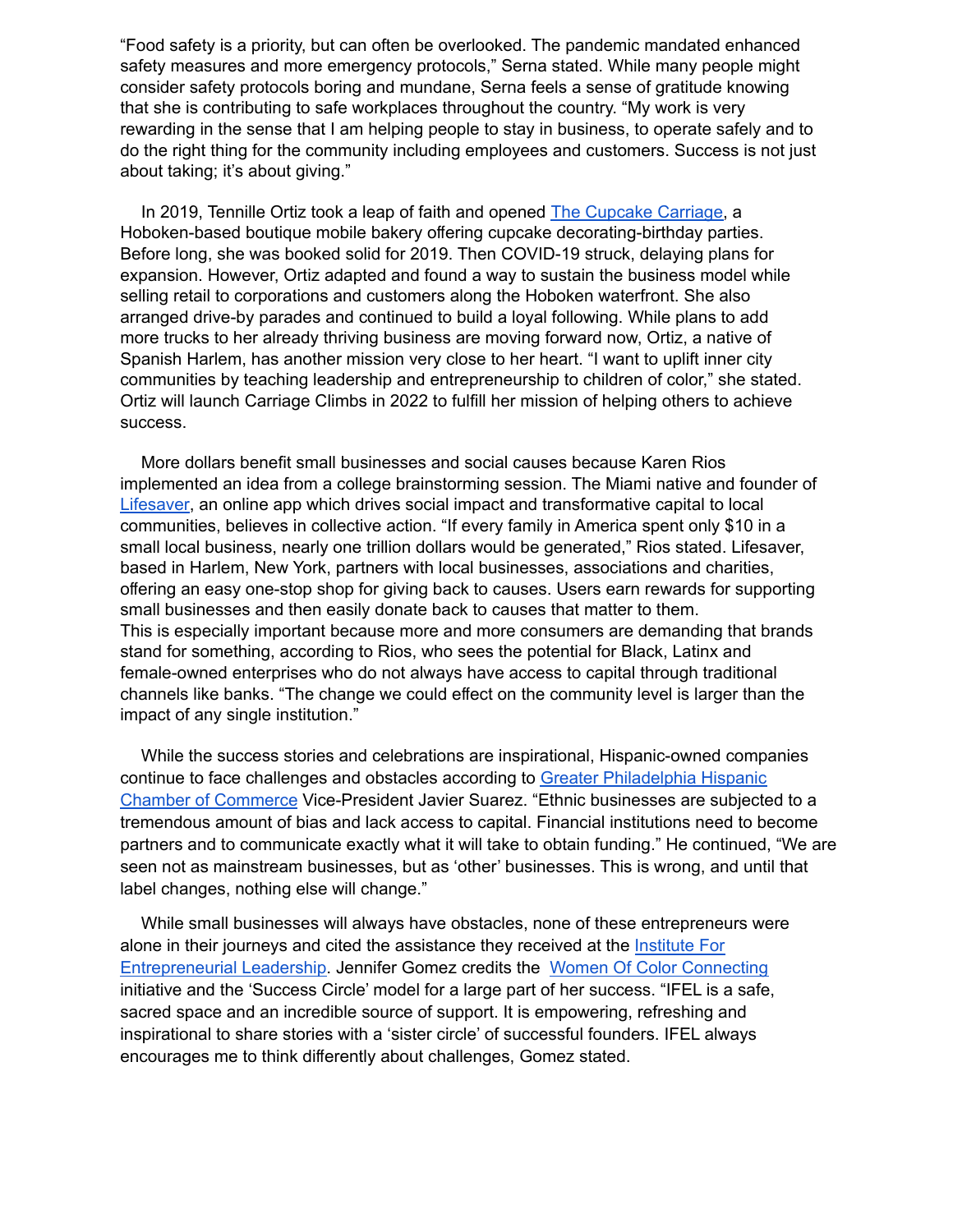"Food safety is a priority, but can often be overlooked. The pandemic mandated enhanced safety measures and more emergency protocols," Serna stated. While many people might consider safety protocols boring and mundane, Serna feels a sense of gratitude knowing that she is contributing to safe workplaces throughout the country. "My work is very rewarding in the sense that I am helping people to stay in business, to operate safely and to do the right thing for the community including employees and customers. Success is not just about taking; it's about giving."

In 2019, Tennille Ortiz took a leap of faith and opened [The Cupcake Carriage](), a Hoboken-based boutique mobile bakery offering cupcake decorating-birthday parties. Before long, she was booked solid for 2019. Then COVID-19 struck, delaying plans for expansion. However, Ortiz adapted and found a way to sustain the business model while selling retail to corporations and customers along the Hoboken waterfront. She also arranged drive-by parades and continued to build a loyal following. While plans to add more trucks to her already thriving business are moving forward now, Ortiz, a native of Spanish Harlem, has another mission very close to her heart. "I want to uplift inner city communities by teaching leadership and entrepreneurship to children of color," she stated. Ortiz will launch Carriage Climbs in 2022 to fulfill her mission of helping others to achieve success.

More dollars benefit small businesses and social causes because Karen Rios implemented an idea from a college brainstorming session. The Miami native and founder of [Lifesaver](), an online app which drives social impact and transformative capital to local communities, believes in collective action. "If every family in America spent only $10 in a small local business, nearly one trillion dollars would be generated," Rios stated. Lifesaver, based in Harlem, New York, partners with local businesses, associations and charities, offering an easy one-stop shop for giving back to causes. Users earn rewards for supporting small businesses and then easily donate back to causes that matter to them.
This is especially important because more and more consumers are demanding that brands stand for something, according to Rios, who sees the potential for Black, Latinx and female-owned enterprises who do not always have access to capital through traditional channels like banks. "The change we could effect on the community level is larger than the impact of any single institution."

While the success stories and celebrations are inspirational, Hispanic-owned companies continue to face challenges and obstacles according to [Greater Philadelphia Hispanic Chamber of Commerce]() Vice-President Javier Suarez. "Ethnic businesses are subjected to a tremendous amount of bias and lack access to capital. Financial institutions need to become partners and to communicate exactly what it will take to obtain funding." He continued, "We are seen not as mainstream businesses, but as 'other' businesses. This is wrong, and until that label changes, nothing else will change."

While small businesses will always have obstacles, none of these entrepreneurs were alone in their journeys and cited the assistance they received at the [Institute For Entrepreneurial Leadership](). Jennifer Gomez credits the [Women Of Color Connecting]() initiative and the 'Success Circle' model for a large part of her success. "IFEL is a safe, sacred space and an incredible source of support. It is empowering, refreshing and inspirational to share stories with a 'sister circle' of successful founders. IFEL always encourages me to think differently about challenges, Gomez stated.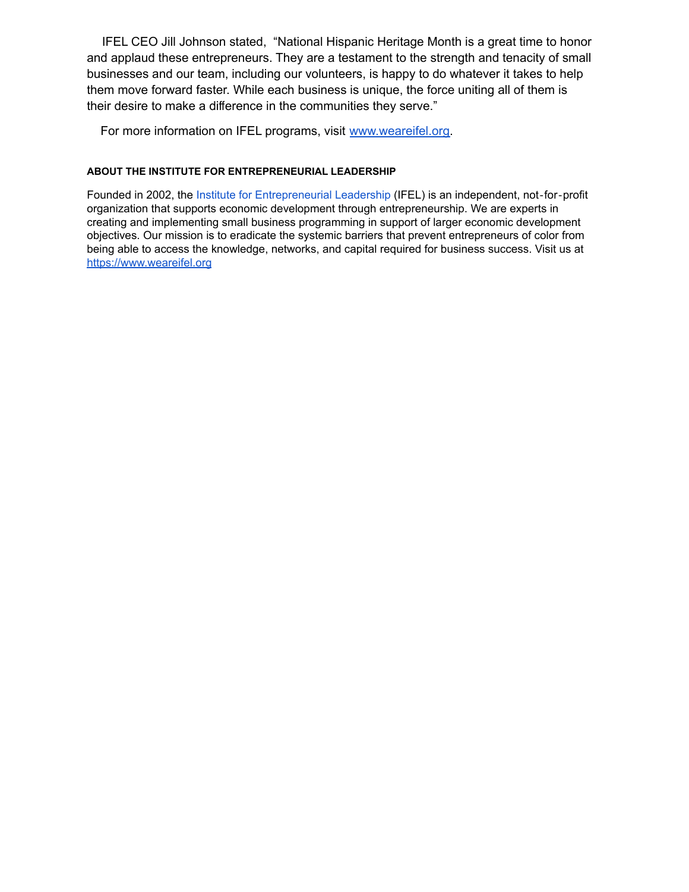IFEL CEO Jill Johnson stated, "National Hispanic Heritage Month is a great time to honor and applaud these entrepreneurs. They are a testament to the strength and tenacity of small businesses and our team, including our volunteers, is happy to do whatever it takes to help them move forward faster. While each business is unique, the force uniting all of them is their desire to make a difference in the communities they serve."

For more information on IFEL programs, visit [www.weareifel.org](www.weareifel.org).

**ABOUT THE INSTITUTE FOR ENTREPRENEURIAL LEADERSHIP**

Founded in 2002, the Institute for Entrepreneurial Leadership (IFEL) is an independent, not-for-profit organization that supports economic development through entrepreneurship. We are experts in creating and implementing small business programming in support of larger economic development objectives. Our mission is to eradicate the systemic barriers that prevent entrepreneurs of color from being able to access the knowledge, networks, and capital required for business success. Visit us at [https://www.weareifel.org](https://www.weareifel.org)